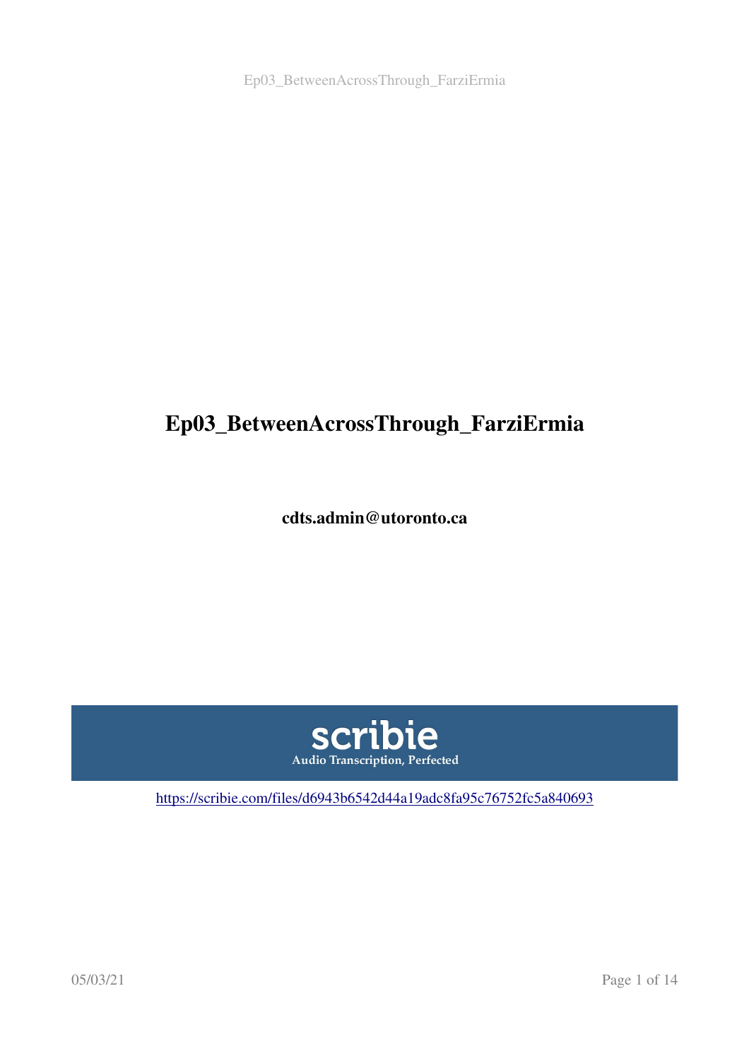# Ep03_BetweenAcrossThrough_FarziErmia

**cdts.admin@utoronto.ca**

scribie

Audio Transcription, Perfected

https://scribie.com/files/d6943b6542d44a19adc8fa95c76752fc5a840693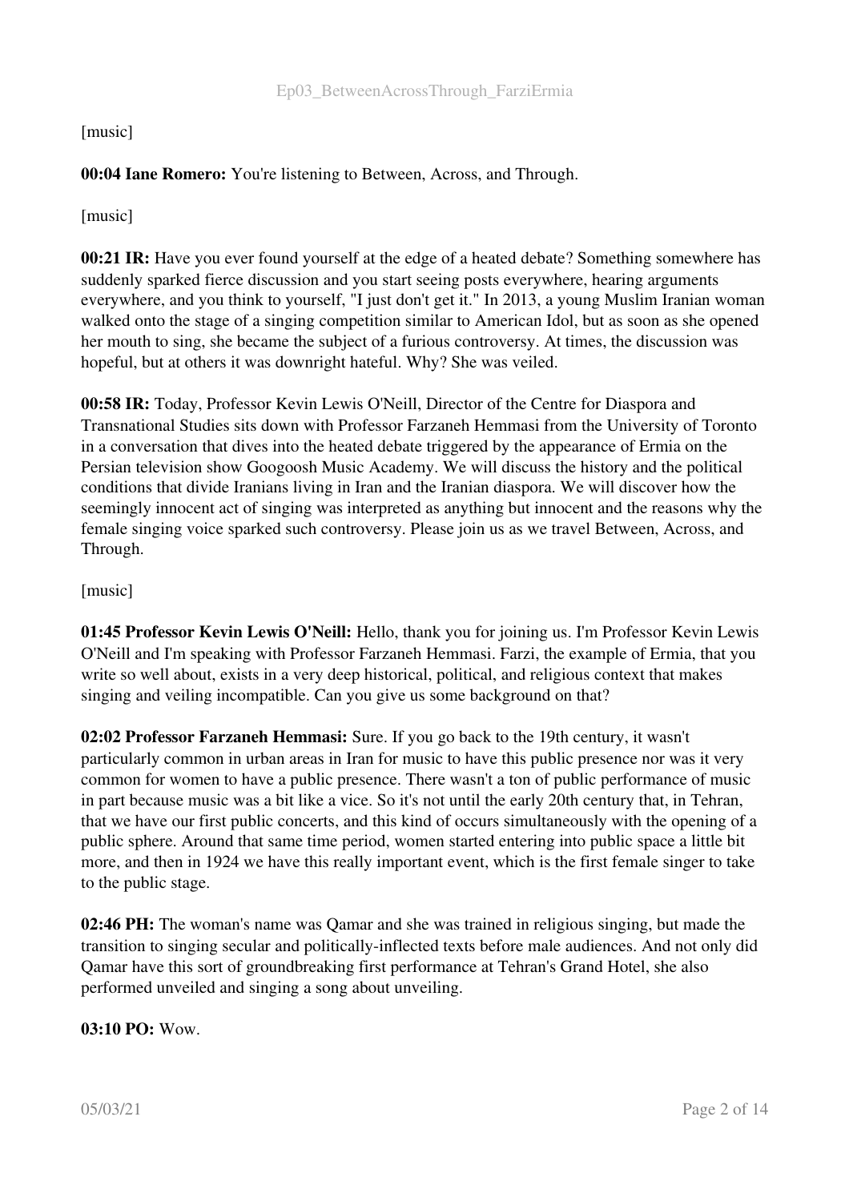[music]

**00:04 Iane Romero:** You're listening to Between, Across, and Through.

[music]

**00:21 IR:** Have you ever found yourself at the edge of a heated debate? Something somewhere has suddenly sparked fierce discussion and you start seeing posts everywhere, hearing arguments everywhere, and you think to yourself, "I just don't get it." In 2013, a young Muslim Iranian woman walked onto the stage of a singing competition similar to American Idol, but as soon as she opened her mouth to sing, she became the subject of a furious controversy. At times, the discussion was hopeful, but at others it was downright hateful. Why? She was veiled.

**00:58 IR:** Today, Professor Kevin Lewis O'Neill, Director of the Centre for Diaspora and Transnational Studies sits down with Professor Farzaneh Hemmasi from the University of Toronto in a conversation that dives into the heated debate triggered by the appearance of Ermia on the Persian television show Googoosh Music Academy. We will discuss the history and the political conditions that divide Iranians living in Iran and the Iranian diaspora. We will discover how the seemingly innocent act of singing was interpreted as anything but innocent and the reasons why the female singing voice sparked such controversy. Please join us as we travel Between, Across, and Through.

[music]

**01:45 Professor Kevin Lewis O'Neill:** Hello, thank you for joining us. I'm Professor Kevin Lewis O'Neill and I'm speaking with Professor Farzaneh Hemmasi. Farzi, the example of Ermia, that you write so well about, exists in a very deep historical, political, and religious context that makes singing and veiling incompatible. Can you give us some background on that?

**02:02 Professor Farzaneh Hemmasi:** Sure. If you go back to the 19th century, it wasn't particularly common in urban areas in Iran for music to have this public presence nor was it very common for women to have a public presence. There wasn't a ton of public performance of music in part because music was a bit like a vice. So it's not until the early 20th century that, in Tehran, that we have our first public concerts, and this kind of occurs simultaneously with the opening of a public sphere. Around that same time period, women started entering into public space a little bit more, and then in 1924 we have this really important event, which is the first female singer to take to the public stage.

**02:46 PH:** The woman's name was Qamar and she was trained in religious singing, but made the transition to singing secular and politically-inflected texts before male audiences. And not only did Qamar have this sort of groundbreaking first performance at Tehran's Grand Hotel, she also performed unveiled and singing a song about unveiling.

**03:10 PO:** Wow.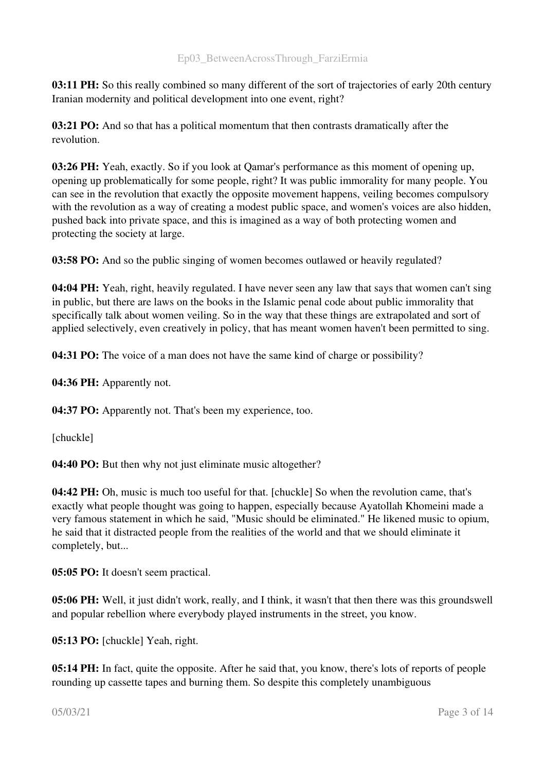**03:11 PH:** So this really combined so many different of the sort of trajectories of early 20th century Iranian modernity and political development into one event, right?

**03:21 PO:** And so that has a political momentum that then contrasts dramatically after the revolution.

**03:26 PH:** Yeah, exactly. So if you look at Qamar's performance as this moment of opening up, opening up problematically for some people, right? It was public immorality for many people. You can see in the revolution that exactly the opposite movement happens, veiling becomes compulsory with the revolution as a way of creating a modest public space, and women's voices are also hidden, pushed back into private space, and this is imagined as a way of both protecting women and protecting the society at large.

**03:58 PO:** And so the public singing of women becomes outlawed or heavily regulated?

**04:04 PH:** Yeah, right, heavily regulated. I have never seen any law that says that women can't sing in public, but there are laws on the books in the Islamic penal code about public immorality that specifically talk about women veiling. So in the way that these things are extrapolated and sort of applied selectively, even creatively in policy, that has meant women haven't been permitted to sing.

**04:31 PO:** The voice of a man does not have the same kind of charge or possibility?

**04:36 PH:** Apparently not.

**04:37 PO:** Apparently not. That's been my experience, too.

[chuckle]

**04:40 PO:** But then why not just eliminate music altogether?

**04:42 PH:** Oh, music is much too useful for that. [chuckle] So when the revolution came, that's exactly what people thought was going to happen, especially because Ayatollah Khomeini made a very famous statement in which he said, "Music should be eliminated." He likened music to opium, he said that it distracted people from the realities of the world and that we should eliminate it completely, but...

**05:05 PO:** It doesn't seem practical.

**05:06 PH:** Well, it just didn't work, really, and I think, it wasn't that then there was this groundswell and popular rebellion where everybody played instruments in the street, you know.

**05:13 PO:** [chuckle] Yeah, right.

**05:14 PH:** In fact, quite the opposite. After he said that, you know, there's lots of reports of people rounding up cassette tapes and burning them. So despite this completely unambiguous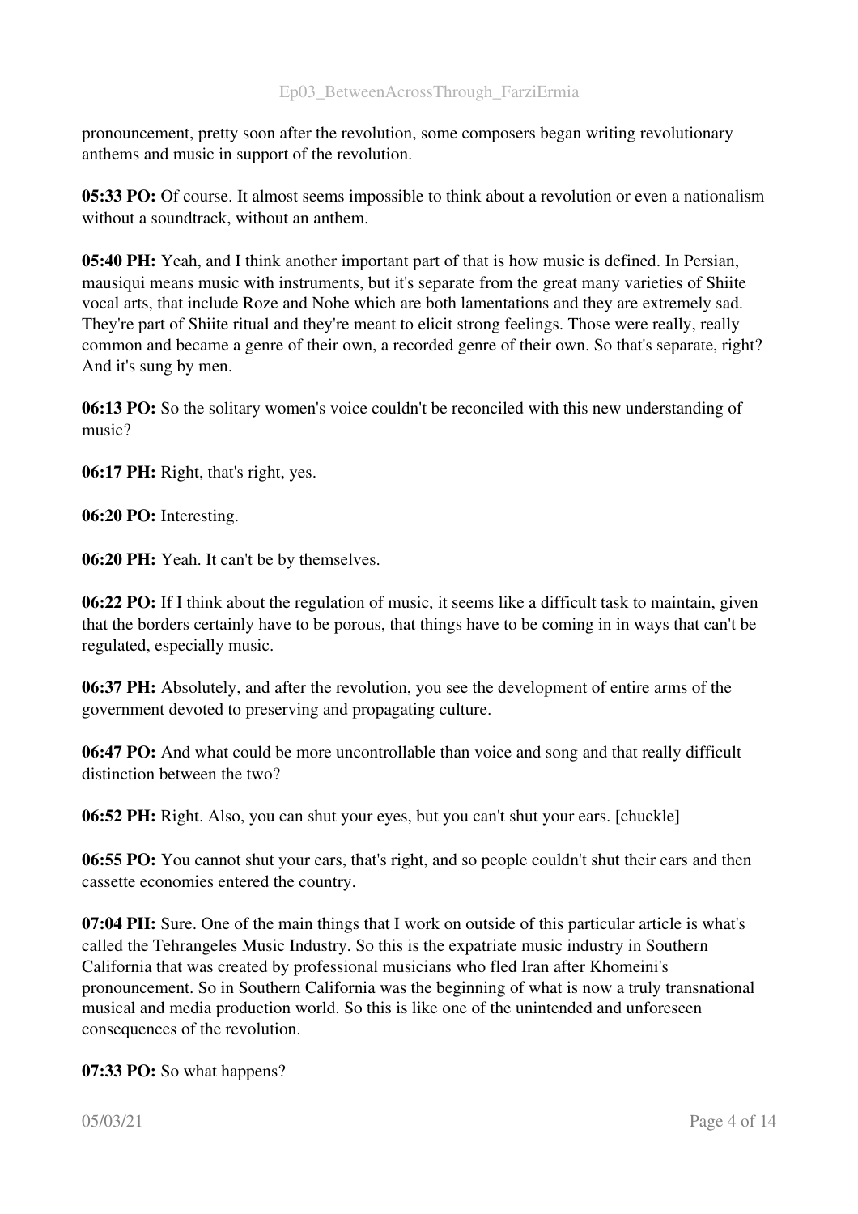pronouncement, pretty soon after the revolution, some composers began writing revolutionary anthems and music in support of the revolution.

**05:33 PO:** Of course. It almost seems impossible to think about a revolution or even a nationalism without a soundtrack, without an anthem.

**05:40 PH:** Yeah, and I think another important part of that is how music is defined. In Persian, mausiqui means music with instruments, but it's separate from the great many varieties of Shiite vocal arts, that include Roze and Nohe which are both lamentations and they are extremely sad. They're part of Shiite ritual and they're meant to elicit strong feelings. Those were really, really common and became a genre of their own, a recorded genre of their own. So that's separate, right? And it's sung by men.

**06:13 PO:** So the solitary women's voice couldn't be reconciled with this new understanding of music?

**06:17 PH:** Right, that's right, yes.

**06:20 PO:** Interesting.

**06:20 PH:** Yeah. It can't be by themselves.

**06:22 PO:** If I think about the regulation of music, it seems like a difficult task to maintain, given that the borders certainly have to be porous, that things have to be coming in in ways that can't be regulated, especially music.

**06:37 PH:** Absolutely, and after the revolution, you see the development of entire arms of the government devoted to preserving and propagating culture.

**06:47 PO:** And what could be more uncontrollable than voice and song and that really difficult distinction between the two?

**06:52 PH:** Right. Also, you can shut your eyes, but you can't shut your ears. [chuckle]

**06:55 PO:** You cannot shut your ears, that's right, and so people couldn't shut their ears and then cassette economies entered the country.

**07:04 PH:** Sure. One of the main things that I work on outside of this particular article is what's called the Tehrangeles Music Industry. So this is the expatriate music industry in Southern California that was created by professional musicians who fled Iran after Khomeini's pronouncement. So in Southern California was the beginning of what is now a truly transnational musical and media production world. So this is like one of the unintended and unforeseen consequences of the revolution.

**07:33 PO:** So what happens?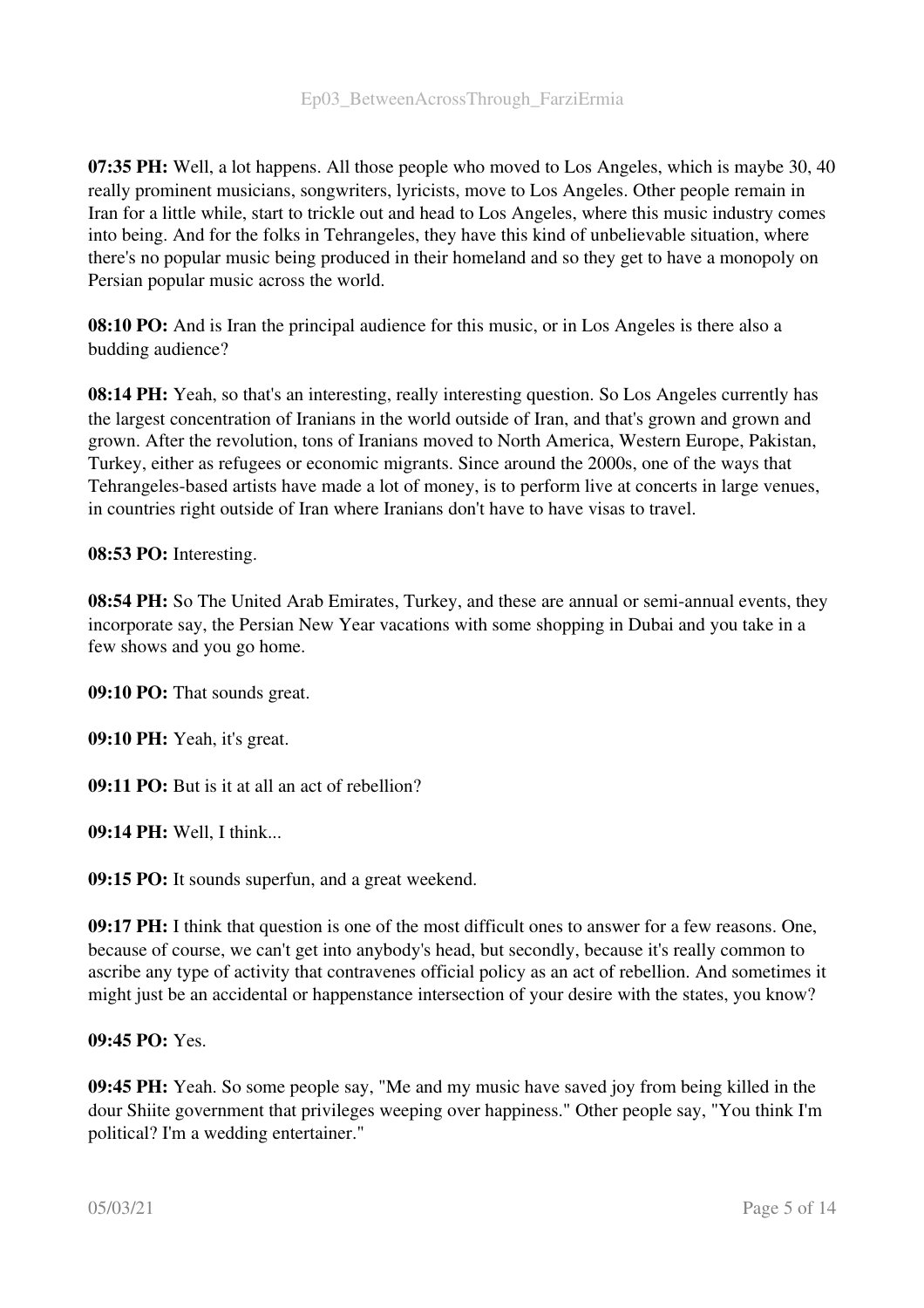**07:35 PH:** Well, a lot happens. All those people who moved to Los Angeles, which is maybe 30, 40 really prominent musicians, songwriters, lyricists, move to Los Angeles. Other people remain in Iran for a little while, start to trickle out and head to Los Angeles, where this music industry comes into being. And for the folks in Tehrangeles, they have this kind of unbelievable situation, where there's no popular music being produced in their homeland and so they get to have a monopoly on Persian popular music across the world.

**08:10 PO:** And is Iran the principal audience for this music, or in Los Angeles is there also a budding audience?

**08:14 PH:** Yeah, so that's an interesting, really interesting question. So Los Angeles currently has the largest concentration of Iranians in the world outside of Iran, and that's grown and grown and grown. After the revolution, tons of Iranians moved to North America, Western Europe, Pakistan, Turkey, either as refugees or economic migrants. Since around the 2000s, one of the ways that Tehrangeles-based artists have made a lot of money, is to perform live at concerts in large venues, in countries right outside of Iran where Iranians don't have to have visas to travel.

**08:53 PO:** Interesting.

**08:54 PH:** So The United Arab Emirates, Turkey, and these are annual or semi-annual events, they incorporate say, the Persian New Year vacations with some shopping in Dubai and you take in a few shows and you go home.

**09:10 PO:** That sounds great.

**09:10 PH:** Yeah, it's great.

**09:11 PO:** But is it at all an act of rebellion?

**09:14 PH:** Well, I think...

**09:15 PO:** It sounds superfun, and a great weekend.

**09:17 PH:** I think that question is one of the most difficult ones to answer for a few reasons. One, because of course, we can't get into anybody's head, but secondly, because it's really common to ascribe any type of activity that contravenes official policy as an act of rebellion. And sometimes it might just be an accidental or happenstance intersection of your desire with the states, you know?

**09:45 PO:** Yes.

**09:45 PH:** Yeah. So some people say, "Me and my music have saved joy from being killed in the dour Shiite government that privileges weeping over happiness." Other people say, "You think I'm political? I'm a wedding entertainer."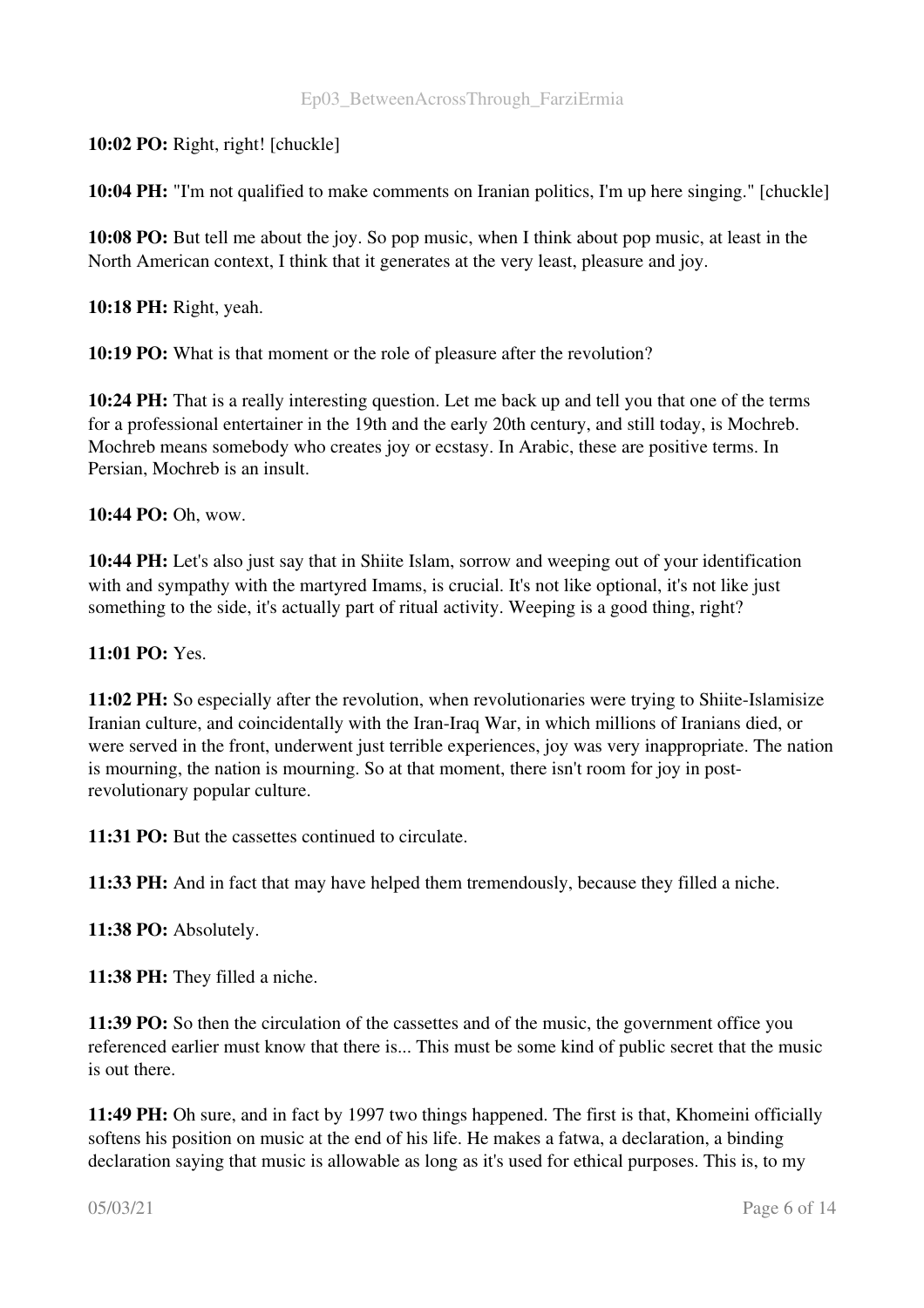**10:02 PO:** Right, right! [chuckle]

**10:04 PH:** "I'm not qualified to make comments on Iranian politics, I'm up here singing." [chuckle]

**10:08 PO:** But tell me about the joy. So pop music, when I think about pop music, at least in the North American context, I think that it generates at the very least, pleasure and joy.

**10:18 PH:** Right, yeah.

**10:19 PO:** What is that moment or the role of pleasure after the revolution?

**10:24 PH:** That is a really interesting question. Let me back up and tell you that one of the terms for a professional entertainer in the 19th and the early 20th century, and still today, is Mochreb. Mochreb means somebody who creates joy or ecstasy. In Arabic, these are positive terms. In Persian, Mochreb is an insult.

**10:44 PO:** Oh, wow.

**10:44 PH:** Let's also just say that in Shiite Islam, sorrow and weeping out of your identification with and sympathy with the martyred Imams, is crucial. It's not like optional, it's not like just something to the side, it's actually part of ritual activity. Weeping is a good thing, right?

**11:01 PO:** Yes.

**11:02 PH:** So especially after the revolution, when revolutionaries were trying to Shiite-Islamisize Iranian culture, and coincidentally with the Iran-Iraq War, in which millions of Iranians died, or were served in the front, underwent just terrible experiences, joy was very inappropriate. The nation is mourning, the nation is mourning. So at that moment, there isn't room for joy in post-revolutionary popular culture.

**11:31 PO:** But the cassettes continued to circulate.

**11:33 PH:** And in fact that may have helped them tremendously, because they filled a niche.

**11:38 PO:** Absolutely.

**11:38 PH:** They filled a niche.

**11:39 PO:** So then the circulation of the cassettes and of the music, the government office you referenced earlier must know that there is... This must be some kind of public secret that the music is out there.

**11:49 PH:** Oh sure, and in fact by 1997 two things happened. The first is that, Khomeini officially softens his position on music at the end of his life. He makes a fatwa, a declaration, a binding declaration saying that music is allowable as long as it's used for ethical purposes. This is, to my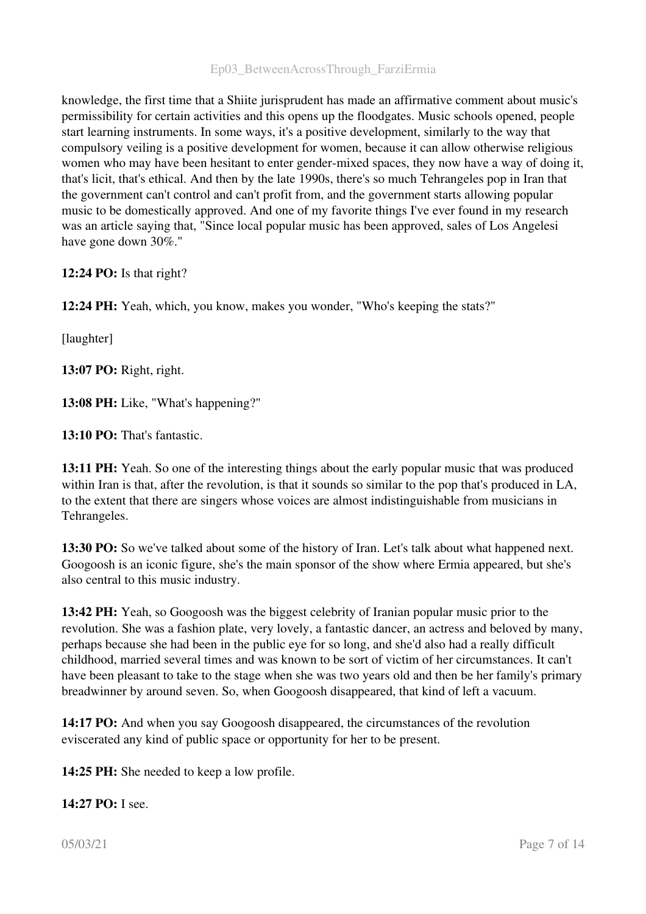knowledge, the first time that a Shiite jurisprudent has made an affirmative comment about music's permissibility for certain activities and this opens up the floodgates. Music schools opened, people start learning instruments. In some ways, it's a positive development, similarly to the way that compulsory veiling is a positive development for women, because it can allow otherwise religious women who may have been hesitant to enter gender-mixed spaces, they now have a way of doing it, that's licit, that's ethical. And then by the late 1990s, there's so much Tehrangeles pop in Iran that the government can't control and can't profit from, and the government starts allowing popular music to be domestically approved. And one of my favorite things I've ever found in my research was an article saying that, "Since local popular music has been approved, sales of Los Angelesi have gone down 30%."

**12:24 PO:** Is that right?

**12:24 PH:** Yeah, which, you know, makes you wonder, "Who's keeping the stats?"

[laughter]

**13:07 PO:** Right, right.

**13:08 PH:** Like, "What's happening?"

**13:10 PO:** That's fantastic.

**13:11 PH:** Yeah. So one of the interesting things about the early popular music that was produced within Iran is that, after the revolution, is that it sounds so similar to the pop that's produced in LA, to the extent that there are singers whose voices are almost indistinguishable from musicians in Tehrangeles.

**13:30 PO:** So we've talked about some of the history of Iran. Let's talk about what happened next. Googoosh is an iconic figure, she's the main sponsor of the show where Ermia appeared, but she's also central to this music industry.

**13:42 PH:** Yeah, so Googoosh was the biggest celebrity of Iranian popular music prior to the revolution. She was a fashion plate, very lovely, a fantastic dancer, an actress and beloved by many, perhaps because she had been in the public eye for so long, and she'd also had a really difficult childhood, married several times and was known to be sort of victim of her circumstances. It can't have been pleasant to take to the stage when she was two years old and then be her family's primary breadwinner by around seven. So, when Googoosh disappeared, that kind of left a vacuum.

**14:17 PO:** And when you say Googoosh disappeared, the circumstances of the revolution eviscerated any kind of public space or opportunity for her to be present.

**14:25 PH:** She needed to keep a low profile.

**14:27 PO:** I see.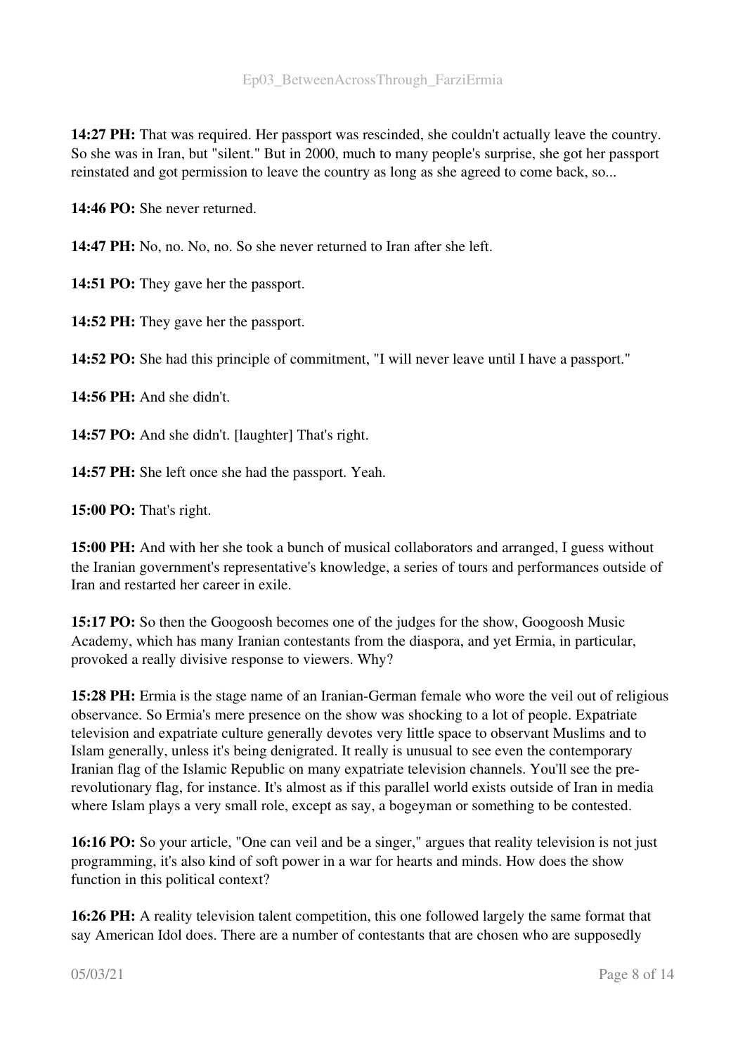**14:27 PH:** That was required. Her passport was rescinded, she couldn't actually leave the country. So she was in Iran, but "silent." But in 2000, much to many people's surprise, she got her passport reinstated and got permission to leave the country as long as she agreed to come back, so...

**14:46 PO:** She never returned.

**14:47 PH:** No, no. No, no. So she never returned to Iran after she left.

**14:51 PO:** They gave her the passport.

**14:52 PH:** They gave her the passport.

**14:52 PO:** She had this principle of commitment, "I will never leave until I have a passport."

**14:56 PH:** And she didn't.

**14:57 PO:** And she didn't. [laughter] That's right.

**14:57 PH:** She left once she had the passport. Yeah.

**15:00 PO:** That's right.

**15:00 PH:** And with her she took a bunch of musical collaborators and arranged, I guess without the Iranian government's representative's knowledge, a series of tours and performances outside of Iran and restarted her career in exile.

**15:17 PO:** So then the Googoosh becomes one of the judges for the show, Googoosh Music Academy, which has many Iranian contestants from the diaspora, and yet Ermia, in particular, provoked a really divisive response to viewers. Why?

**15:28 PH:** Ermia is the stage name of an Iranian-German female who wore the veil out of religious observance. So Ermia's mere presence on the show was shocking to a lot of people. Expatriate television and expatriate culture generally devotes very little space to observant Muslims and to Islam generally, unless it's being denigrated. It really is unusual to see even the contemporary Iranian flag of the Islamic Republic on many expatriate television channels. You'll see the pre-revolutionary flag, for instance. It's almost as if this parallel world exists outside of Iran in media where Islam plays a very small role, except as say, a bogeyman or something to be contested.

**16:16 PO:** So your article, "One can veil and be a singer," argues that reality television is not just programming, it's also kind of soft power in a war for hearts and minds. How does the show function in this political context?

**16:26 PH:** A reality television talent competition, this one followed largely the same format that say American Idol does. There are a number of contestants that are chosen who are supposedly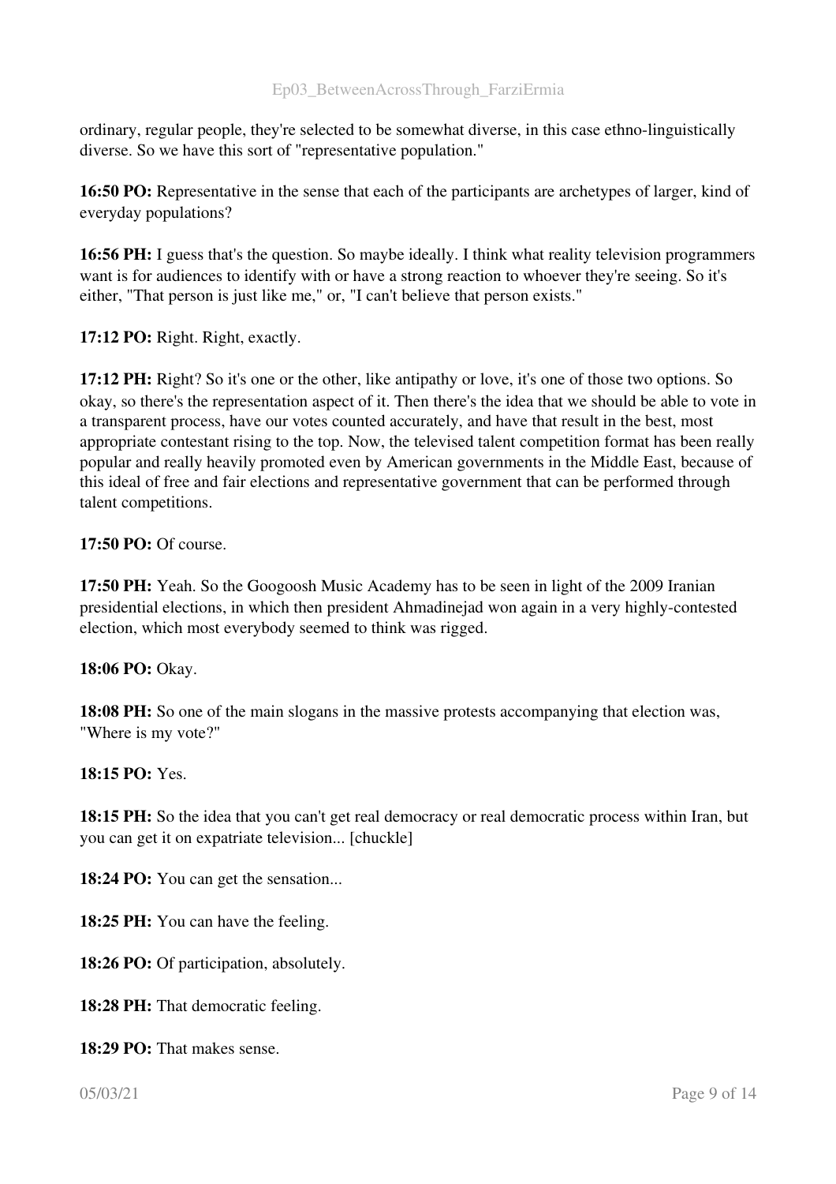ordinary, regular people, they're selected to be somewhat diverse, in this case ethno-linguistically diverse. So we have this sort of "representative population."

**16:50 PO:** Representative in the sense that each of the participants are archetypes of larger, kind of everyday populations?

**16:56 PH:** I guess that's the question. So maybe ideally. I think what reality television programmers want is for audiences to identify with or have a strong reaction to whoever they're seeing. So it's either, "That person is just like me," or, "I can't believe that person exists."

**17:12 PO:** Right. Right, exactly.

**17:12 PH:** Right? So it's one or the other, like antipathy or love, it's one of those two options. So okay, so there's the representation aspect of it. Then there's the idea that we should be able to vote in a transparent process, have our votes counted accurately, and have that result in the best, most appropriate contestant rising to the top. Now, the televised talent competition format has been really popular and really heavily promoted even by American governments in the Middle East, because of this ideal of free and fair elections and representative government that can be performed through talent competitions.

**17:50 PO:** Of course.

**17:50 PH:** Yeah. So the Googoosh Music Academy has to be seen in light of the 2009 Iranian presidential elections, in which then president Ahmadinejad won again in a very highly-contested election, which most everybody seemed to think was rigged.

**18:06 PO:** Okay.

**18:08 PH:** So one of the main slogans in the massive protests accompanying that election was, "Where is my vote?"

**18:15 PO:** Yes.

**18:15 PH:** So the idea that you can't get real democracy or real democratic process within Iran, but you can get it on expatriate television... [chuckle]

**18:24 PO:** You can get the sensation...

**18:25 PH:** You can have the feeling.

**18:26 PO:** Of participation, absolutely.

**18:28 PH:** That democratic feeling.

**18:29 PO:** That makes sense.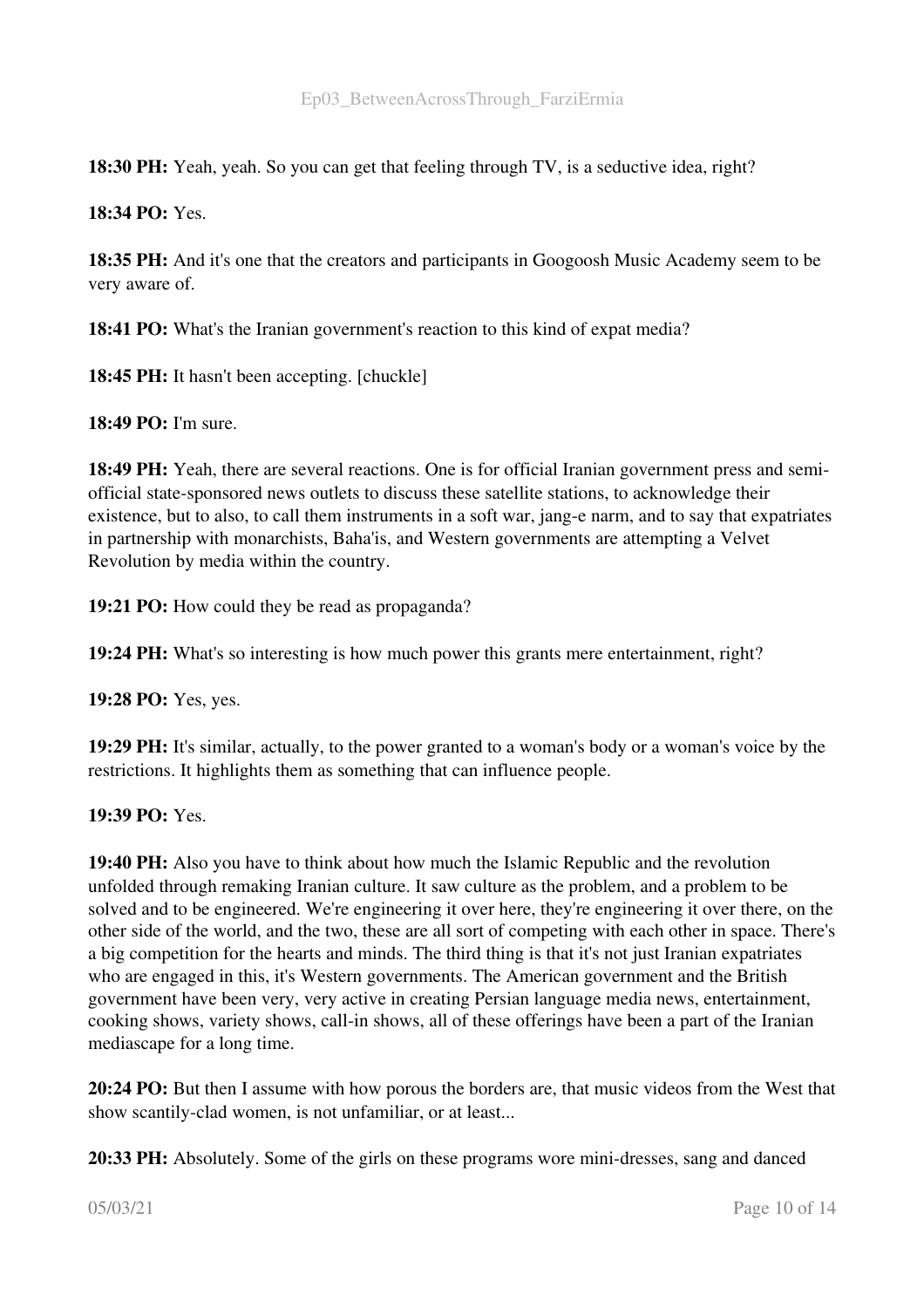**18:30 PH:** Yeah, yeah. So you can get that feeling through TV, is a seductive idea, right?

**18:34 PO:** Yes.

**18:35 PH:** And it's one that the creators and participants in Googoosh Music Academy seem to be very aware of.

**18:41 PO:** What's the Iranian government's reaction to this kind of expat media?

**18:45 PH:** It hasn't been accepting. [chuckle]

**18:49 PO:** I'm sure.

**18:49 PH:** Yeah, there are several reactions. One is for official Iranian government press and semi-official state-sponsored news outlets to discuss these satellite stations, to acknowledge their existence, but to also, to call them instruments in a soft war, jang-e narm, and to say that expatriates in partnership with monarchists, Baha'is, and Western governments are attempting a Velvet Revolution by media within the country.

**19:21 PO:** How could they be read as propaganda?

**19:24 PH:** What's so interesting is how much power this grants mere entertainment, right?

**19:28 PO:** Yes, yes.

**19:29 PH:** It's similar, actually, to the power granted to a woman's body or a woman's voice by the restrictions. It highlights them as something that can influence people.

**19:39 PO:** Yes.

**19:40 PH:** Also you have to think about how much the Islamic Republic and the revolution unfolded through remaking Iranian culture. It saw culture as the problem, and a problem to be solved and to be engineered. We're engineering it over here, they're engineering it over there, on the other side of the world, and the two, these are all sort of competing with each other in space. There's a big competition for the hearts and minds. The third thing is that it's not just Iranian expatriates who are engaged in this, it's Western governments. The American government and the British government have been very, very active in creating Persian language media news, entertainment, cooking shows, variety shows, call-in shows, all of these offerings have been a part of the Iranian mediascape for a long time.

**20:24 PO:** But then I assume with how porous the borders are, that music videos from the West that show scantily-clad women, is not unfamiliar, or at least...

**20:33 PH:** Absolutely. Some of the girls on these programs wore mini-dresses, sang and danced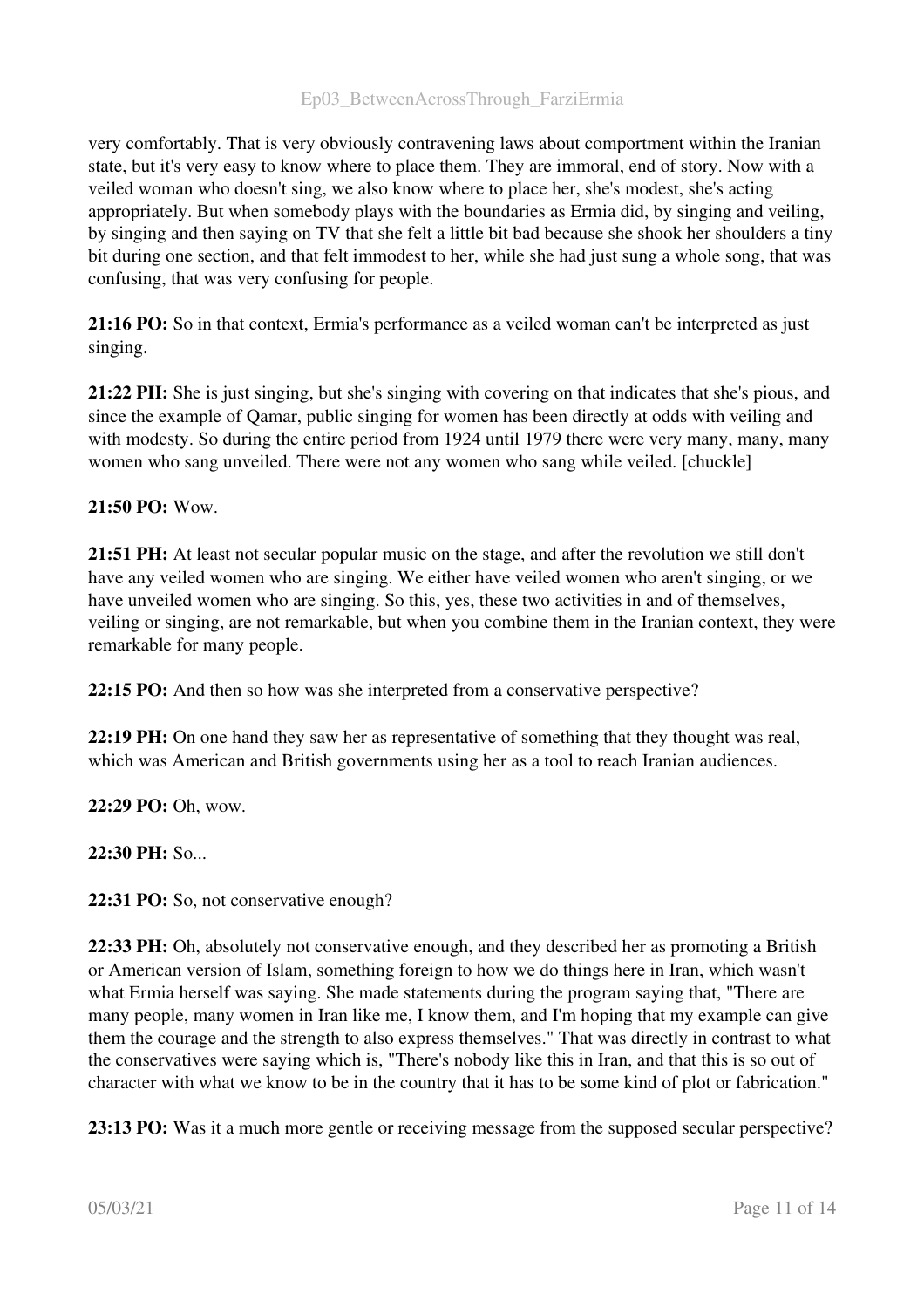very comfortably. That is very obviously contravening laws about comportment within the Iranian state, but it's very easy to know where to place them. They are immoral, end of story. Now with a veiled woman who doesn't sing, we also know where to place her, she's modest, she's acting appropriately. But when somebody plays with the boundaries as Ermia did, by singing and veiling, by singing and then saying on TV that she felt a little bit bad because she shook her shoulders a tiny bit during one section, and that felt immodest to her, while she had just sung a whole song, that was confusing, that was very confusing for people.

**21:16 PO:** So in that context, Ermia's performance as a veiled woman can't be interpreted as just singing.

**21:22 PH:** She is just singing, but she's singing with covering on that indicates that she's pious, and since the example of Qamar, public singing for women has been directly at odds with veiling and with modesty. So during the entire period from 1924 until 1979 there were very many, many, many women who sang unveiled. There were not any women who sang while veiled. [chuckle]

**21:50 PO:** Wow.

**21:51 PH:** At least not secular popular music on the stage, and after the revolution we still don't have any veiled women who are singing. We either have veiled women who aren't singing, or we have unveiled women who are singing. So this, yes, these two activities in and of themselves, veiling or singing, are not remarkable, but when you combine them in the Iranian context, they were remarkable for many people.

**22:15 PO:** And then so how was she interpreted from a conservative perspective?

**22:19 PH:** On one hand they saw her as representative of something that they thought was real, which was American and British governments using her as a tool to reach Iranian audiences.

**22:29 PO:** Oh, wow.

**22:30 PH:** So...

**22:31 PO:** So, not conservative enough?

**22:33 PH:** Oh, absolutely not conservative enough, and they described her as promoting a British or American version of Islam, something foreign to how we do things here in Iran, which wasn't what Ermia herself was saying. She made statements during the program saying that, "There are many people, many women in Iran like me, I know them, and I'm hoping that my example can give them the courage and the strength to also express themselves." That was directly in contrast to what the conservatives were saying which is, "There's nobody like this in Iran, and that this is so out of character with what we know to be in the country that it has to be some kind of plot or fabrication."

**23:13 PO:** Was it a much more gentle or receiving message from the supposed secular perspective?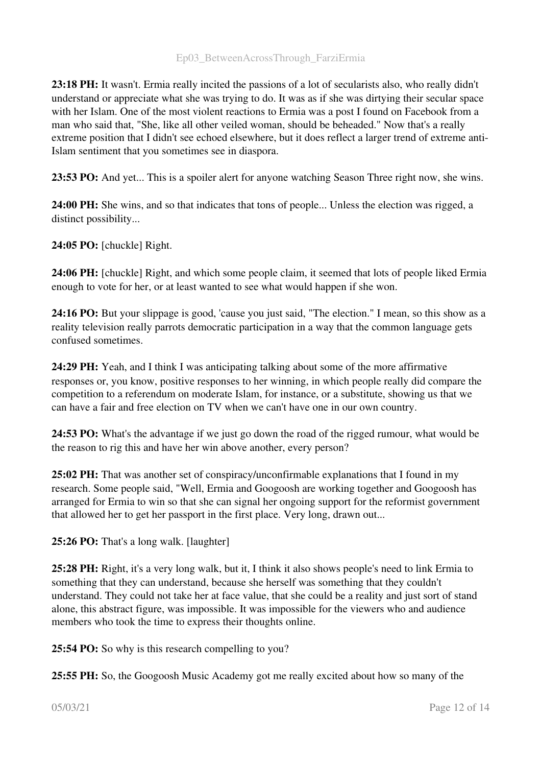**23:18 PH:** It wasn't. Ermia really incited the passions of a lot of secularists also, who really didn't understand or appreciate what she was trying to do. It was as if she was dirtying their secular space with her Islam. One of the most violent reactions to Ermia was a post I found on Facebook from a man who said that, "She, like all other veiled woman, should be beheaded." Now that's a really extreme position that I didn't see echoed elsewhere, but it does reflect a larger trend of extreme anti-Islam sentiment that you sometimes see in diaspora.

**23:53 PO:** And yet... This is a spoiler alert for anyone watching Season Three right now, she wins.

**24:00 PH:** She wins, and so that indicates that tons of people... Unless the election was rigged, a distinct possibility...

**24:05 PO:** [chuckle] Right.

**24:06 PH:** [chuckle] Right, and which some people claim, it seemed that lots of people liked Ermia enough to vote for her, or at least wanted to see what would happen if she won.

**24:16 PO:** But your slippage is good, 'cause you just said, "The election." I mean, so this show as a reality television really parrots democratic participation in a way that the common language gets confused sometimes.

**24:29 PH:** Yeah, and I think I was anticipating talking about some of the more affirmative responses or, you know, positive responses to her winning, in which people really did compare the competition to a referendum on moderate Islam, for instance, or a substitute, showing us that we can have a fair and free election on TV when we can't have one in our own country.

**24:53 PO:** What's the advantage if we just go down the road of the rigged rumour, what would be the reason to rig this and have her win above another, every person?

**25:02 PH:** That was another set of conspiracy/unconfirmable explanations that I found in my research. Some people said, "Well, Ermia and Googoosh are working together and Googoosh has arranged for Ermia to win so that she can signal her ongoing support for the reformist government that allowed her to get her passport in the first place. Very long, drawn out...

**25:26 PO:** That's a long walk. [laughter]

**25:28 PH:** Right, it's a very long walk, but it, I think it also shows people's need to link Ermia to something that they can understand, because she herself was something that they couldn't understand. They could not take her at face value, that she could be a reality and just sort of stand alone, this abstract figure, was impossible. It was impossible for the viewers who and audience members who took the time to express their thoughts online.

**25:54 PO:** So why is this research compelling to you?

**25:55 PH:** So, the Googoosh Music Academy got me really excited about how so many of the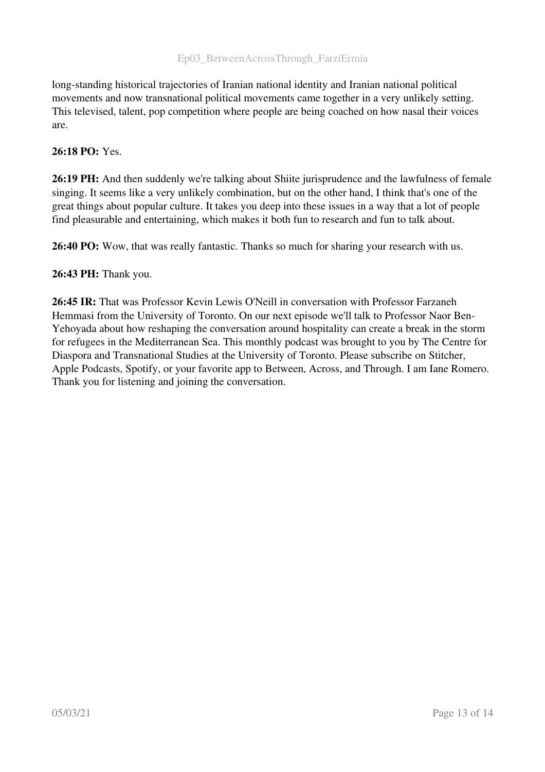long-standing historical trajectories of Iranian national identity and Iranian national political movements and now transnational political movements came together in a very unlikely setting. This televised, talent, pop competition where people are being coached on how nasal their voices are.

**26:18 PO:** Yes.

**26:19 PH:** And then suddenly we're talking about Shiite jurisprudence and the lawfulness of female singing. It seems like a very unlikely combination, but on the other hand, I think that's one of the great things about popular culture. It takes you deep into these issues in a way that a lot of people find pleasurable and entertaining, which makes it both fun to research and fun to talk about.

**26:40 PO:** Wow, that was really fantastic. Thanks so much for sharing your research with us.

**26:43 PH:** Thank you.

**26:45 IR:** That was Professor Kevin Lewis O'Neill in conversation with Professor Farzaneh Hemmasi from the University of Toronto. On our next episode we'll talk to Professor Naor Ben-Yehoyada about how reshaping the conversation around hospitality can create a break in the storm for refugees in the Mediterranean Sea. This monthly podcast was brought to you by The Centre for Diaspora and Transnational Studies at the University of Toronto. Please subscribe on Stitcher, Apple Podcasts, Spotify, or your favorite app to Between, Across, and Through. I am Iane Romero. Thank you for listening and joining the conversation.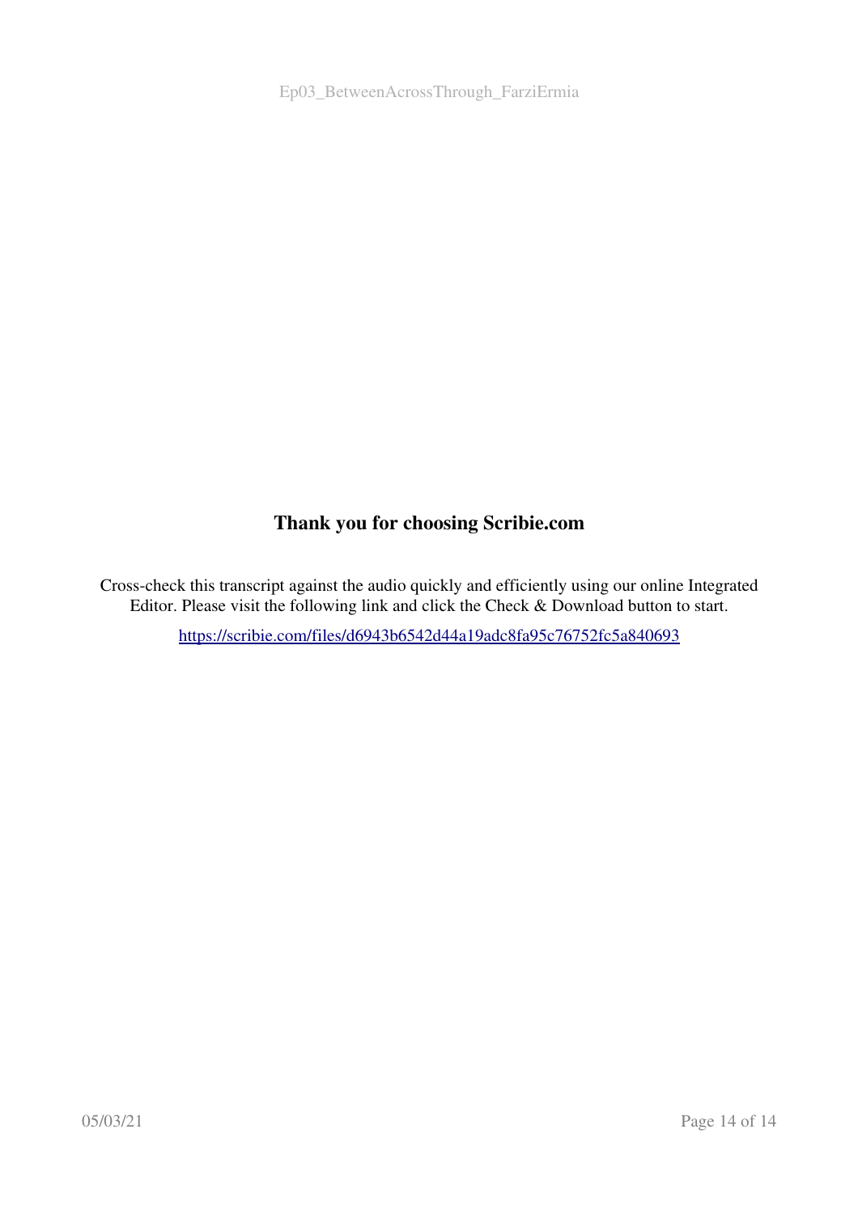**Thank you for choosing Scribie.com**

Cross-check this transcript against the audio quickly and efficiently using our online Integrated Editor. Please visit the following link and click the Check & Download button to start.

https://scribie.com/files/d6943b6542d44a19adc8fa95c76752fc5a840693